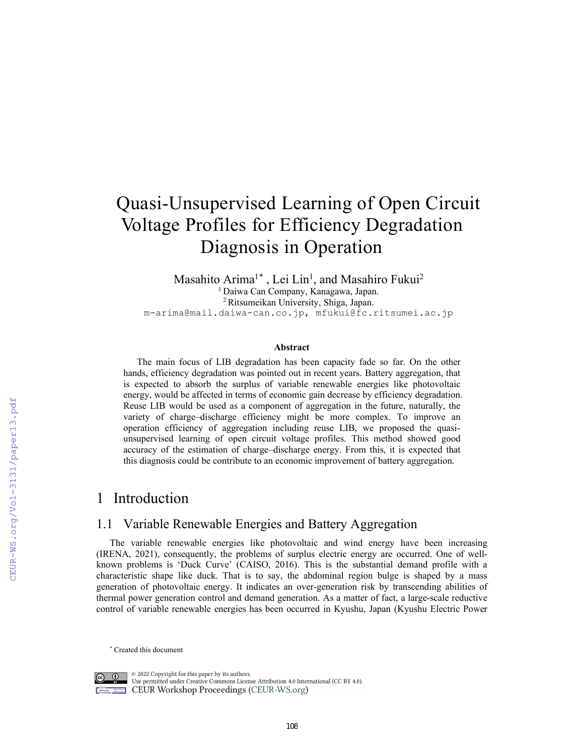# Quasi-Unsupervised Learning of Open Circuit Voltage Profiles for Efficiency Degradation Diagnosis in Operation

Masahito Arima[1*], Lei Lin[1], and Masahiro Fukui[2]

[1] Daiwa Can Company, Kanagawa, Japan.
[2] Ritsumeikan University, Shiga, Japan.
m-arima@mail.daiwa-can.co.jp, mfukui@fc.ritsumei.ac.jp

### Abstract

The main focus of LIB degradation has been capacity fade so far. On the other hands, efficiency degradation was pointed out in recent years. Battery aggregation, that is expected to absorb the surplus of variable renewable energies like photovoltaic energy, would be affected in terms of economic gain decrease by efficiency degradation. Reuse LIB would be used as a component of aggregation in the future, naturally, the variety of charge–discharge efficiency might be more complex. To improve an operation efficiency of aggregation including reuse LIB, we proposed the quasi-unsupervised learning of open circuit voltage profiles. This method showed good accuracy of the estimation of charge–discharge energy. From this, it is expected that this diagnosis could be contribute to an economic improvement of battery aggregation.

## 1 Introduction

### 1.1 Variable Renewable Energies and Battery Aggregation

The variable renewable energies like photovoltaic and wind energy have been increasing (IRENA, 2021), consequently, the problems of surplus electric energy are occurred. One of well-known problems is 'Duck Curve' (CAISO, 2016). This is the substantial demand profile with a characteristic shape like duck. That is to say, the abdominal region bulge is shaped by a mass generation of photovoltaic energy. It indicates an over-generation risk by transcending abilities of thermal power generation control and demand generation. As a matter of fact, a large-scale reductive control of variable renewable energies has been occurred in Kyushu, Japan (Kyushu Electric Power

[*] Created this document

© 2022 Copyright for this paper by its authors.
Use permitted under Creative Commons License Attribution 4.0 International (CC BY 4.0).
CEUR Workshop Proceedings (CEUR-WS.org)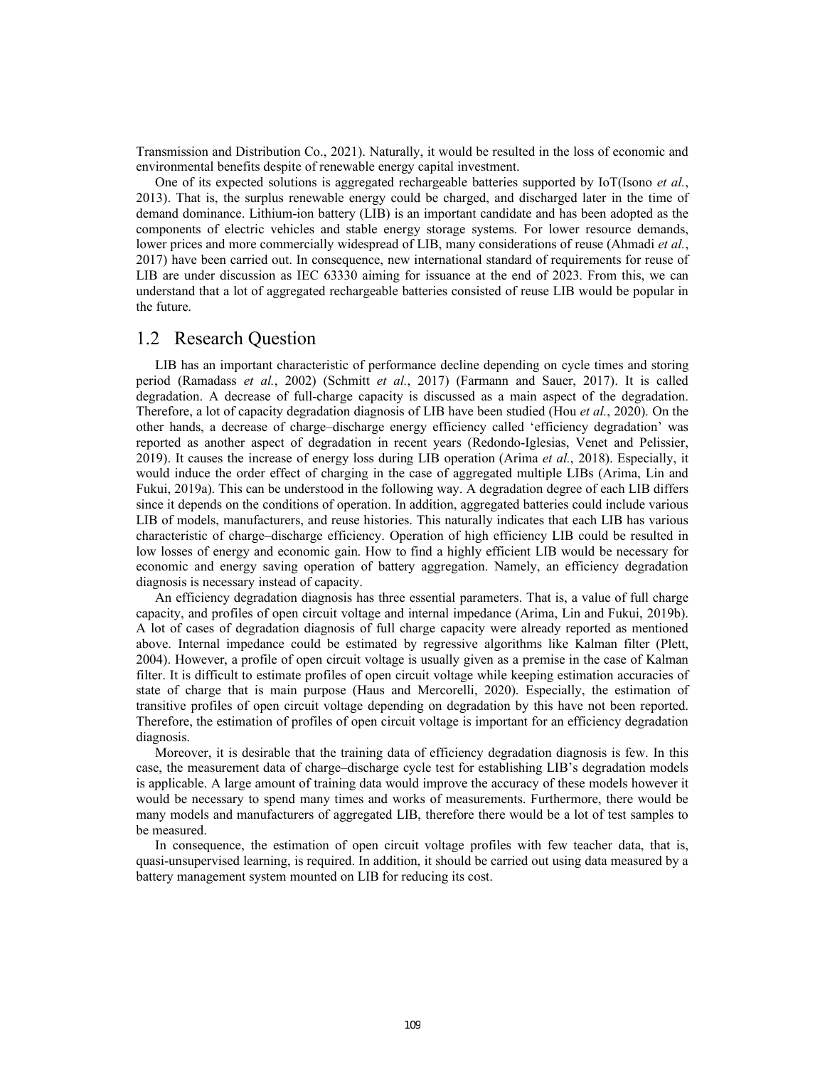Transmission and Distribution Co., 2021). Naturally, it would be resulted in the loss of economic and environmental benefits despite of renewable energy capital investment.

One of its expected solutions is aggregated rechargeable batteries supported by IoT(Isono *et al.*, 2013). That is, the surplus renewable energy could be charged, and discharged later in the time of demand dominance. Lithium-ion battery (LIB) is an important candidate and has been adopted as the components of electric vehicles and stable energy storage systems. For lower resource demands, lower prices and more commercially widespread of LIB, many considerations of reuse (Ahmadi *et al.*, 2017) have been carried out. In consequence, new international standard of requirements for reuse of LIB are under discussion as IEC 63330 aiming for issuance at the end of 2023. From this, we can understand that a lot of aggregated rechargeable batteries consisted of reuse LIB would be popular in the future.

## 1.2 Research Question

LIB has an important characteristic of performance decline depending on cycle times and storing period (Ramadass *et al.*, 2002) (Schmitt *et al.*, 2017) (Farmann and Sauer, 2017). It is called degradation. A decrease of full-charge capacity is discussed as a main aspect of the degradation. Therefore, a lot of capacity degradation diagnosis of LIB have been studied (Hou *et al.*, 2020). On the other hands, a decrease of charge–discharge energy efficiency called 'efficiency degradation' was reported as another aspect of degradation in recent years (Redondo-Iglesias, Venet and Pelissier, 2019). It causes the increase of energy loss during LIB operation (Arima *et al.*, 2018). Especially, it would induce the order effect of charging in the case of aggregated multiple LIBs (Arima, Lin and Fukui, 2019a). This can be understood in the following way. A degradation degree of each LIB differs since it depends on the conditions of operation. In addition, aggregated batteries could include various LIB of models, manufacturers, and reuse histories. This naturally indicates that each LIB has various characteristic of charge–discharge efficiency. Operation of high efficiency LIB could be resulted in low losses of energy and economic gain. How to find a highly efficient LIB would be necessary for economic and energy saving operation of battery aggregation. Namely, an efficiency degradation diagnosis is necessary instead of capacity.

An efficiency degradation diagnosis has three essential parameters. That is, a value of full charge capacity, and profiles of open circuit voltage and internal impedance (Arima, Lin and Fukui, 2019b). A lot of cases of degradation diagnosis of full charge capacity were already reported as mentioned above. Internal impedance could be estimated by regressive algorithms like Kalman filter (Plett, 2004). However, a profile of open circuit voltage is usually given as a premise in the case of Kalman filter. It is difficult to estimate profiles of open circuit voltage while keeping estimation accuracies of state of charge that is main purpose (Haus and Mercorelli, 2020). Especially, the estimation of transitive profiles of open circuit voltage depending on degradation by this have not been reported. Therefore, the estimation of profiles of open circuit voltage is important for an efficiency degradation diagnosis.

Moreover, it is desirable that the training data of efficiency degradation diagnosis is few. In this case, the measurement data of charge–discharge cycle test for establishing LIB's degradation models is applicable. A large amount of training data would improve the accuracy of these models however it would be necessary to spend many times and works of measurements. Furthermore, there would be many models and manufacturers of aggregated LIB, therefore there would be a lot of test samples to be measured.

In consequence, the estimation of open circuit voltage profiles with few teacher data, that is, quasi-unsupervised learning, is required. In addition, it should be carried out using data measured by a battery management system mounted on LIB for reducing its cost.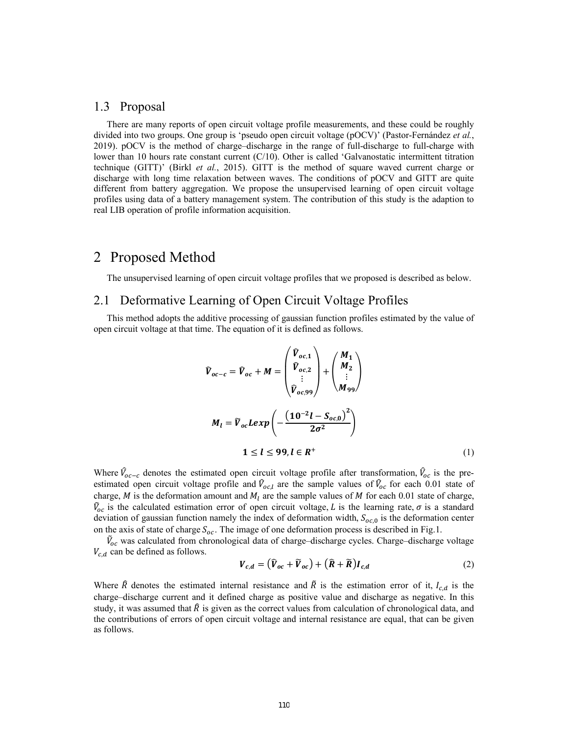## 1.3 Proposal

There are many reports of open circuit voltage profile measurements, and these could be roughly divided into two groups. One group is 'pseudo open circuit voltage (pOCV)' (Pastor-Fernández *et al.*, 2019). pOCV is the method of charge–discharge in the range of full-discharge to full-charge with lower than 10 hours rate constant current (C/10). Other is called 'Galvanostatic intermittent titration technique (GITT)' (Birkl *et al.*, 2015). GITT is the method of square waved current charge or discharge with long time relaxation between waves. The conditions of pOCV and GITT are quite different from battery aggregation. We propose the unsupervised learning of open circuit voltage profiles using data of a battery management system. The contribution of this study is the adaption to real LIB operation of profile information acquisition.

# 2 Proposed Method

The unsupervised learning of open circuit voltage profiles that we proposed is described as below.

## 2.1 Deformative Learning of Open Circuit Voltage Profiles

This method adopts the additive processing of gaussian function profiles estimated by the value of open circuit voltage at that time. The equation of it is defined as follows.

$$\hat{V}_{oc-c} = \hat{V}_{oc} + M = \begin{pmatrix} \hat{V}_{oc,1} \\ \hat{V}_{oc,2} \\ \vdots \\ \hat{V}_{oc,99} \end{pmatrix} + \begin{pmatrix} M_1 \\ M_2 \\ \vdots \\ M_{99} \end{pmatrix}$$

$$M_l = \tilde{V}_{oc} L exp\left(-\frac{\left(10^{-2}l - S_{oc,0}\right)^2}{2\sigma^2}\right)$$

$$1 \leq l \leq 99, l \in R^+ \tag{1}$$

Where $\hat{V}_{oc-c}$ denotes the estimated open circuit voltage profile after transformation, $\hat{V}_{oc}$ is the pre-estimated open circuit voltage profile and $\hat{V}_{oc,l}$ are the sample values of $\hat{V}_{oc}$ for each 0.01 state of charge, $M$ is the deformation amount and $M_l$ are the sample values of $M$ for each 0.01 state of charge, $\tilde{V}_{oc}$ is the calculated estimation error of open circuit voltage, $L$ is the learning rate, $\sigma$ is a standard deviation of gaussian function namely the index of deformation width, $S_{oc,0}$ is the deformation center on the axis of state of charge $S_{oc}$. The image of one deformation process is described in Fig.1.

$\tilde{V}_{oc}$ was calculated from chronological data of charge–discharge cycles. Charge–discharge voltage $V_{c,d}$ can be defined as follows.

$$V_{c,d} = \left(\hat{V}_{oc} + \tilde{V}_{oc}\right) + \left(\hat{R} + \tilde{R}\right) I_{c,d} \tag{2}$$

Where $\hat{R}$ denotes the estimated internal resistance and $\tilde{R}$ is the estimation error of it, $I_{c,d}$ is the charge–discharge current and it defined charge as positive value and discharge as negative. In this study, it was assumed that $\hat{R}$ is given as the correct values from calculation of chronological data, and the contributions of errors of open circuit voltage and internal resistance are equal, that can be given as follows.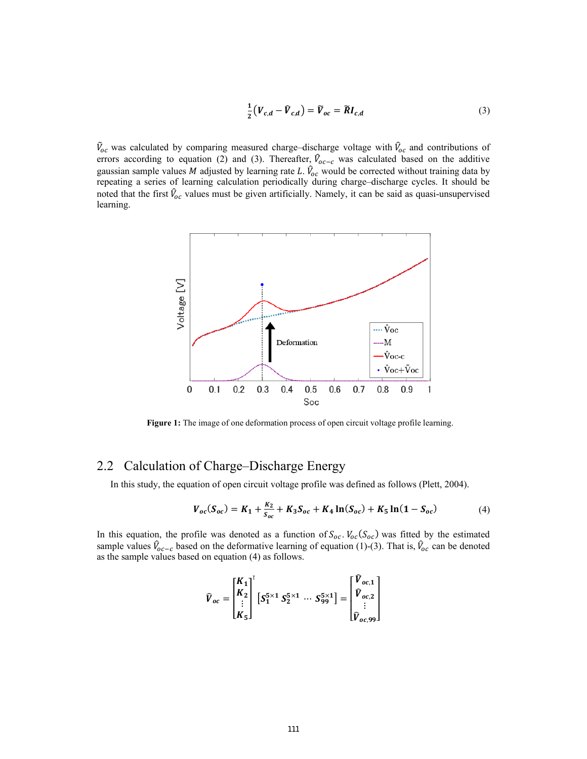$$\frac{1}{2}\left(\boldsymbol{V}_{c,d} - \widehat{\boldsymbol{V}}_{c,d}\right) = \widetilde{\boldsymbol{V}}_{oc} = \widetilde{\boldsymbol{R}}\boldsymbol{I}_{c,d} \tag{3}$$

$\widetilde{V}_{oc}$ was calculated by comparing measured charge–discharge voltage with $\widehat{V}_{oc}$ and contributions of errors according to equation (2) and (3). Thereafter, $\widehat{V}_{oc-c}$ was calculated based on the additive gaussian sample values $M$ adjusted by learning rate $L$. $\widehat{V}_{oc}$ would be corrected without training data by repeating a series of learning calculation periodically during charge–discharge cycles. It should be noted that the first $\widehat{V}_{oc}$ values must be given artificially. Namely, it can be said as quasi-unsupervised learning.

**Figure 1:** The image of one deformation process of open circuit voltage profile learning.

## 2.2 Calculation of Charge–Discharge Energy

In this study, the equation of open circuit voltage profile was defined as follows (Plett, 2004).

$$\boldsymbol{V}_{oc}(\boldsymbol{S}_{oc}) = \boldsymbol{K}_1 + \frac{\boldsymbol{K}_2}{\boldsymbol{S}_{oc}} + \boldsymbol{K}_3\boldsymbol{S}_{oc} + \boldsymbol{K}_4\ln(\boldsymbol{S}_{oc}) + \boldsymbol{K}_5\ln(\boldsymbol{1} - \boldsymbol{S}_{oc}) \tag{4}$$

In this equation, the profile was denoted as a function of $S_{oc}$. $V_{oc}(S_{oc})$ was fitted by the estimated sample values $\widehat{V}_{oc-c}$ based on the deformative learning of equation (1)-(3). That is, $\widehat{V}_{oc}$ can be denoted as the sample values based on equation (4) as follows.

$$\widehat{\boldsymbol{V}}_{oc} = \begin{bmatrix} \boldsymbol{K}_1 \\ \boldsymbol{K}_2 \\ \vdots \\ \boldsymbol{K}_5 \end{bmatrix}^{\mathrm{T}} \begin{bmatrix} \boldsymbol{S}_1^{5\times1} \ \boldsymbol{S}_2^{5\times1} \ \cdots \ \boldsymbol{S}_{99}^{5\times1} \end{bmatrix} = \begin{bmatrix} \widehat{\boldsymbol{V}}_{oc,1} \\ \widehat{\boldsymbol{V}}_{oc,2} \\ \vdots \\ \widehat{\boldsymbol{V}}_{oc,99} \end{bmatrix}$$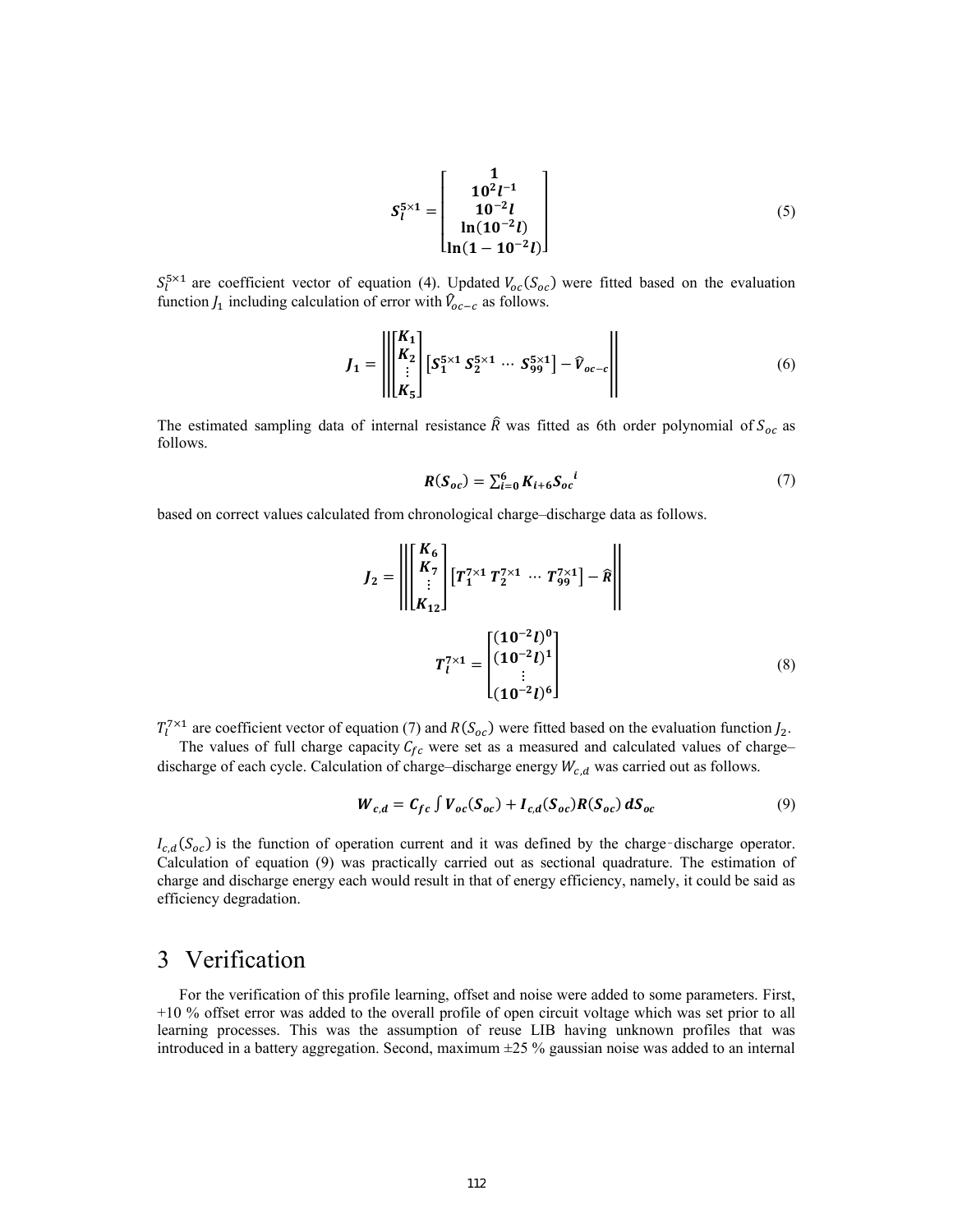$$\boldsymbol{S_l^{5\times1}} = \begin{bmatrix} \mathbf{1} \\ \mathbf{10^2 l^{-1}} \\ \mathbf{10^{-2} l} \\ \mathbf{\ln(10^{-2} l)} \\ \mathbf{\ln(1-10^{-2} l)} \end{bmatrix} \tag{5}$$

$S_l^{5\times1}$ are coefficient vector of equation (4). Updated $V_{oc}(S_{oc})$ were fitted based on the evaluation function $J_1$ including calculation of error with $\hat{V}_{oc-c}$ as follows.

$$\boldsymbol{J_1} = \left\| \begin{bmatrix} \boldsymbol{K_1} \\ \boldsymbol{K_2} \\ \vdots \\ \boldsymbol{K_5} \end{bmatrix} \left[ \boldsymbol{S_1^{5\times1}}\ \boldsymbol{S_2^{5\times1}} \cdots \boldsymbol{S_{99}^{5\times1}} \right] - \boldsymbol{\hat{V}_{oc-c}} \right\| \tag{6}$$

The estimated sampling data of internal resistance $\hat{R}$ was fitted as 6th order polynomial of $S_{oc}$ as follows.

$$\boldsymbol{R(S_{oc})} = \sum_{i=0}^{6} \boldsymbol{K_{i+6} S_{oc}}^{i} \tag{7}$$

based on correct values calculated from chronological charge–discharge data as follows.

$$\boldsymbol{J_2} = \left\| \begin{bmatrix} \boldsymbol{K_6} \\ \boldsymbol{K_7} \\ \vdots \\ \boldsymbol{K_{12}} \end{bmatrix} \left[ \boldsymbol{T_1^{7\times1}}\ \boldsymbol{T_2^{7\times1}} \cdots \boldsymbol{T_{99}^{7\times1}} \right] - \boldsymbol{\hat{R}} \right\|$$

$$\boldsymbol{T_l^{7\times1}} = \begin{bmatrix} \mathbf{(10^{-2} l)^0} \\ \mathbf{(10^{-2} l)^1} \\ \vdots \\ \mathbf{(10^{-2} l)^6} \end{bmatrix} \tag{8}$$

$T_l^{7\times1}$ are coefficient vector of equation (7) and $R(S_{oc})$ were fitted based on the evaluation function $J_2$.

The values of full charge capacity $C_{fc}$ were set as a measured and calculated values of charge–discharge of each cycle. Calculation of charge–discharge energy $W_{c,d}$ was carried out as follows.

$$\boldsymbol{W_{c,d}} = \boldsymbol{C_{fc}} \int \boldsymbol{V_{oc}(S_{oc})} + \boldsymbol{I_{c,d}(S_{oc}) R(S_{oc})}\, \boldsymbol{dS_{oc}} \tag{9}$$

$I_{c,d}(S_{oc})$ is the function of operation current and it was defined by the charge‑discharge operator. Calculation of equation (9) was practically carried out as sectional quadrature. The estimation of charge and discharge energy each would result in that of energy efficiency, namely, it could be said as efficiency degradation.

# 3 Verification

For the verification of this profile learning, offset and noise were added to some parameters. First, +10 % offset error was added to the overall profile of open circuit voltage which was set prior to all learning processes. This was the assumption of reuse LIB having unknown profiles that was introduced in a battery aggregation. Second, maximum ±25 % gaussian noise was added to an internal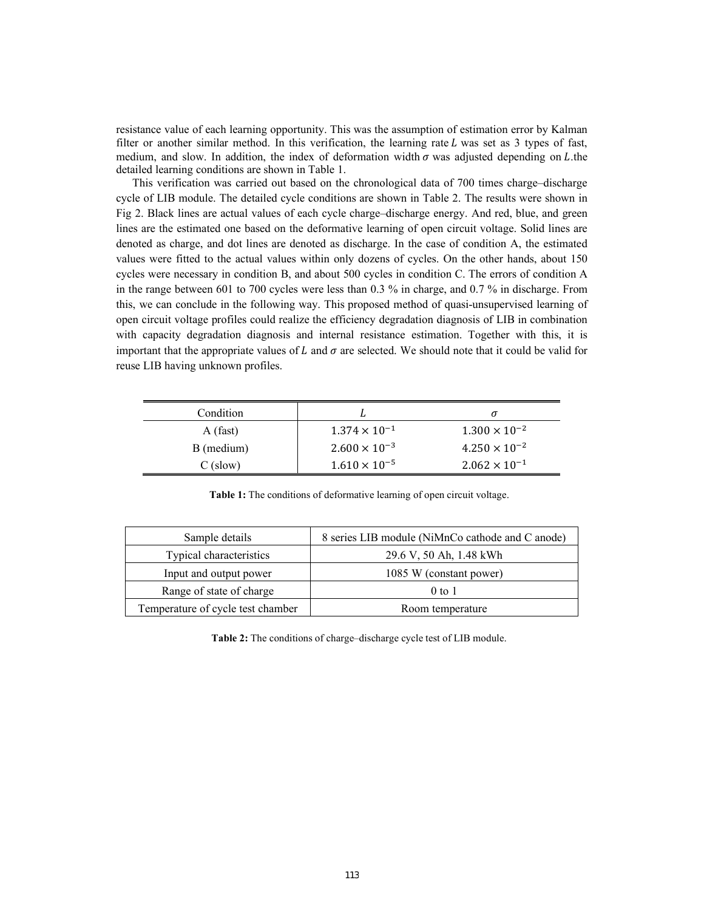resistance value of each learning opportunity. This was the assumption of estimation error by Kalman filter or another similar method. In this verification, the learning rate $L$ was set as 3 types of fast, medium, and slow. In addition, the index of deformation width $\sigma$ was adjusted depending on $L$.the detailed learning conditions are shown in Table 1.

This verification was carried out based on the chronological data of 700 times charge–discharge cycle of LIB module. The detailed cycle conditions are shown in Table 2. The results were shown in Fig 2. Black lines are actual values of each cycle charge–discharge energy. And red, blue, and green lines are the estimated one based on the deformative learning of open circuit voltage. Solid lines are denoted as charge, and dot lines are denoted as discharge. In the case of condition A, the estimated values were fitted to the actual values within only dozens of cycles. On the other hands, about 150 cycles were necessary in condition B, and about 500 cycles in condition C. The errors of condition A in the range between 601 to 700 cycles were less than 0.3 % in charge, and 0.7 % in discharge. From this, we can conclude in the following way. This proposed method of quasi-unsupervised learning of open circuit voltage profiles could realize the efficiency degradation diagnosis of LIB in combination with capacity degradation diagnosis and internal resistance estimation. Together with this, it is important that the appropriate values of $L$ and $\sigma$ are selected. We should note that it could be valid for reuse LIB having unknown profiles.

| Condition | $L$ | $\sigma$ |
|---|---|---|
| A (fast) | $1.374 \times 10^{-1}$ | $1.300 \times 10^{-2}$ |
| B (medium) | $2.600 \times 10^{-3}$ | $4.250 \times 10^{-2}$ |
| C (slow) | $1.610 \times 10^{-5}$ | $2.062 \times 10^{-1}$ |

**Table 1:** The conditions of deformative learning of open circuit voltage.

| Sample details | 8 series LIB module (NiMnCo cathode and C anode) |
|---|---|
| Typical characteristics | 29.6 V, 50 Ah, 1.48 kWh |
| Input and output power | 1085 W (constant power) |
| Range of state of charge | 0 to 1 |
| Temperature of cycle test chamber | Room temperature |

**Table 2:** The conditions of charge–discharge cycle test of LIB module.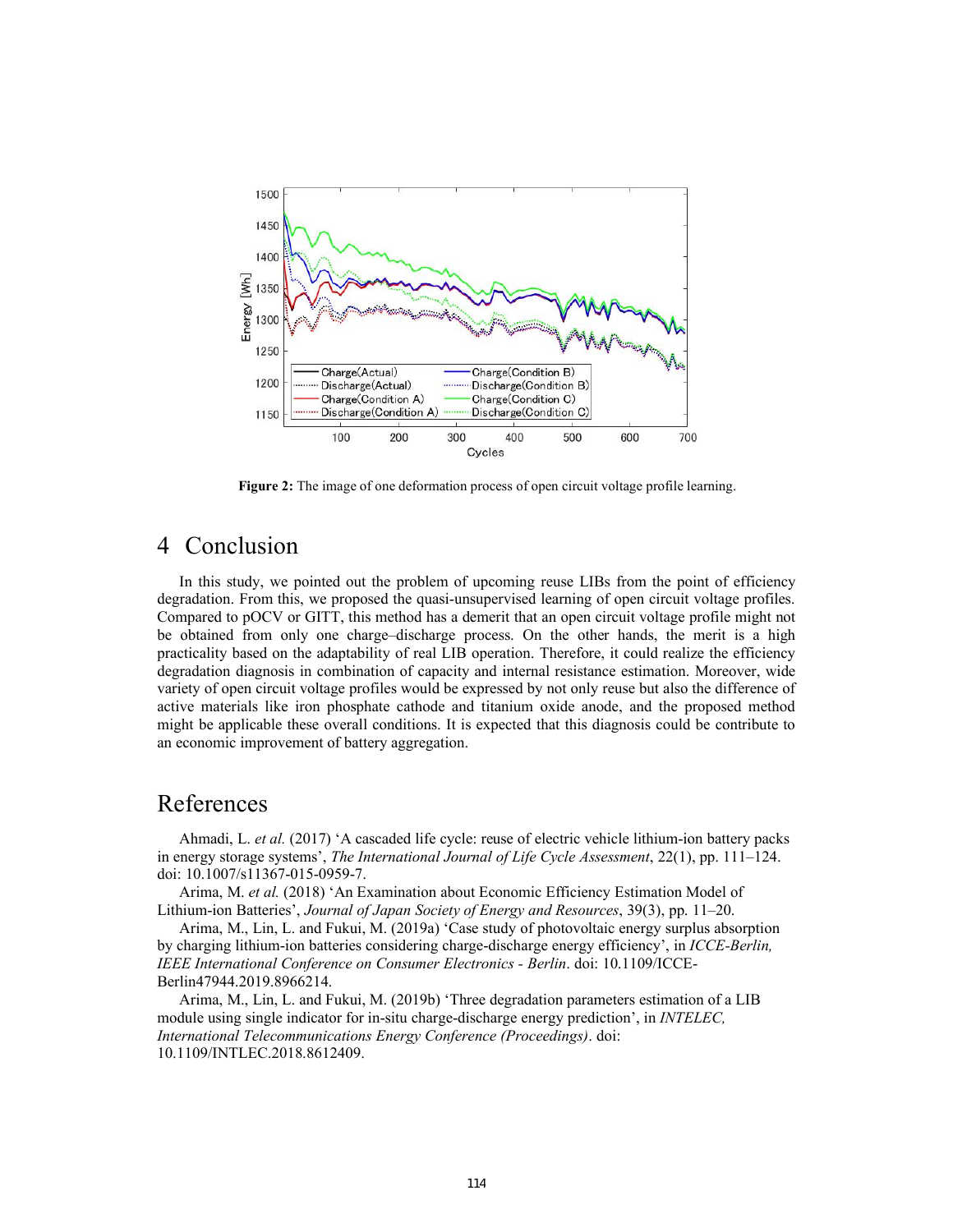**Figure 2:** The image of one deformation process of open circuit voltage profile learning.

# 4 Conclusion

In this study, we pointed out the problem of upcoming reuse LIBs from the point of efficiency degradation. From this, we proposed the quasi-unsupervised learning of open circuit voltage profiles. Compared to pOCV or GITT, this method has a demerit that an open circuit voltage profile might not be obtained from only one charge–discharge process. On the other hands, the merit is a high practicality based on the adaptability of real LIB operation. Therefore, it could realize the efficiency degradation diagnosis in combination of capacity and internal resistance estimation. Moreover, wide variety of open circuit voltage profiles would be expressed by not only reuse but also the difference of active materials like iron phosphate cathode and titanium oxide anode, and the proposed method might be applicable these overall conditions. It is expected that this diagnosis could be contribute to an economic improvement of battery aggregation.

# References

Ahmadi, L. *et al.* (2017) 'A cascaded life cycle: reuse of electric vehicle lithium-ion battery packs in energy storage systems', *The International Journal of Life Cycle Assessment*, 22(1), pp. 111–124. doi: 10.1007/s11367-015-0959-7.

Arima, M. *et al.* (2018) 'An Examination about Economic Efficiency Estimation Model of Lithium-ion Batteries', *Journal of Japan Society of Energy and Resources*, 39(3), pp. 11–20.

Arima, M., Lin, L. and Fukui, M. (2019a) 'Case study of photovoltaic energy surplus absorption by charging lithium-ion batteries considering charge-discharge energy efficiency', in *ICCE-Berlin, IEEE International Conference on Consumer Electronics - Berlin*. doi: 10.1109/ICCE-Berlin47944.2019.8966214.

Arima, M., Lin, L. and Fukui, M. (2019b) 'Three degradation parameters estimation of a LIB module using single indicator for in-situ charge-discharge energy prediction', in *INTELEC, International Telecommunications Energy Conference (Proceedings)*. doi: 10.1109/INTLEC.2018.8612409.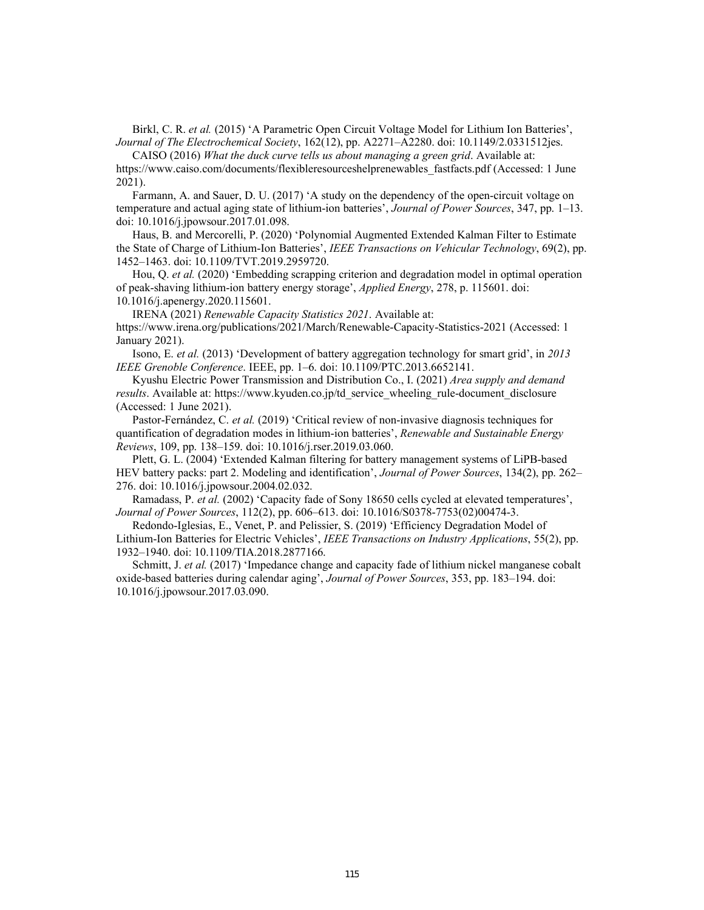Birkl, C. R. *et al.* (2015) 'A Parametric Open Circuit Voltage Model for Lithium Ion Batteries', *Journal of The Electrochemical Society*, 162(12), pp. A2271–A2280. doi: 10.1149/2.0331512jes.

CAISO (2016) *What the duck curve tells us about managing a green grid*. Available at: https://www.caiso.com/documents/flexibleresourceshelprenewables_fastfacts.pdf (Accessed: 1 June 2021).

Farmann, A. and Sauer, D. U. (2017) 'A study on the dependency of the open-circuit voltage on temperature and actual aging state of lithium-ion batteries', *Journal of Power Sources*, 347, pp. 1–13. doi: 10.1016/j.jpowsour.2017.01.098.

Haus, B. and Mercorelli, P. (2020) 'Polynomial Augmented Extended Kalman Filter to Estimate the State of Charge of Lithium-Ion Batteries', *IEEE Transactions on Vehicular Technology*, 69(2), pp. 1452–1463. doi: 10.1109/TVT.2019.2959720.

Hou, Q. *et al.* (2020) 'Embedding scrapping criterion and degradation model in optimal operation of peak-shaving lithium-ion battery energy storage', *Applied Energy*, 278, p. 115601. doi: 10.1016/j.apenergy.2020.115601.

IRENA (2021) *Renewable Capacity Statistics 2021*. Available at: https://www.irena.org/publications/2021/March/Renewable-Capacity-Statistics-2021 (Accessed: 1 January 2021).

Isono, E. *et al.* (2013) 'Development of battery aggregation technology for smart grid', in *2013 IEEE Grenoble Conference*. IEEE, pp. 1–6. doi: 10.1109/PTC.2013.6652141.

Kyushu Electric Power Transmission and Distribution Co., I. (2021) *Area supply and demand results*. Available at: https://www.kyuden.co.jp/td_service_wheeling_rule-document_disclosure (Accessed: 1 June 2021).

Pastor-Fernández, C. *et al.* (2019) 'Critical review of non-invasive diagnosis techniques for quantification of degradation modes in lithium-ion batteries', *Renewable and Sustainable Energy Reviews*, 109, pp. 138–159. doi: 10.1016/j.rser.2019.03.060.

Plett, G. L. (2004) 'Extended Kalman filtering for battery management systems of LiPB-based HEV battery packs: part 2. Modeling and identification', *Journal of Power Sources*, 134(2), pp. 262–276. doi: 10.1016/j.jpowsour.2004.02.032.

Ramadass, P. *et al.* (2002) 'Capacity fade of Sony 18650 cells cycled at elevated temperatures', *Journal of Power Sources*, 112(2), pp. 606–613. doi: 10.1016/S0378-7753(02)00474-3.

Redondo-Iglesias, E., Venet, P. and Pelissier, S. (2019) 'Efficiency Degradation Model of Lithium-Ion Batteries for Electric Vehicles', *IEEE Transactions on Industry Applications*, 55(2), pp. 1932–1940. doi: 10.1109/TIA.2018.2877166.

Schmitt, J. *et al.* (2017) 'Impedance change and capacity fade of lithium nickel manganese cobalt oxide-based batteries during calendar aging', *Journal of Power Sources*, 353, pp. 183–194. doi: 10.1016/j.jpowsour.2017.03.090.